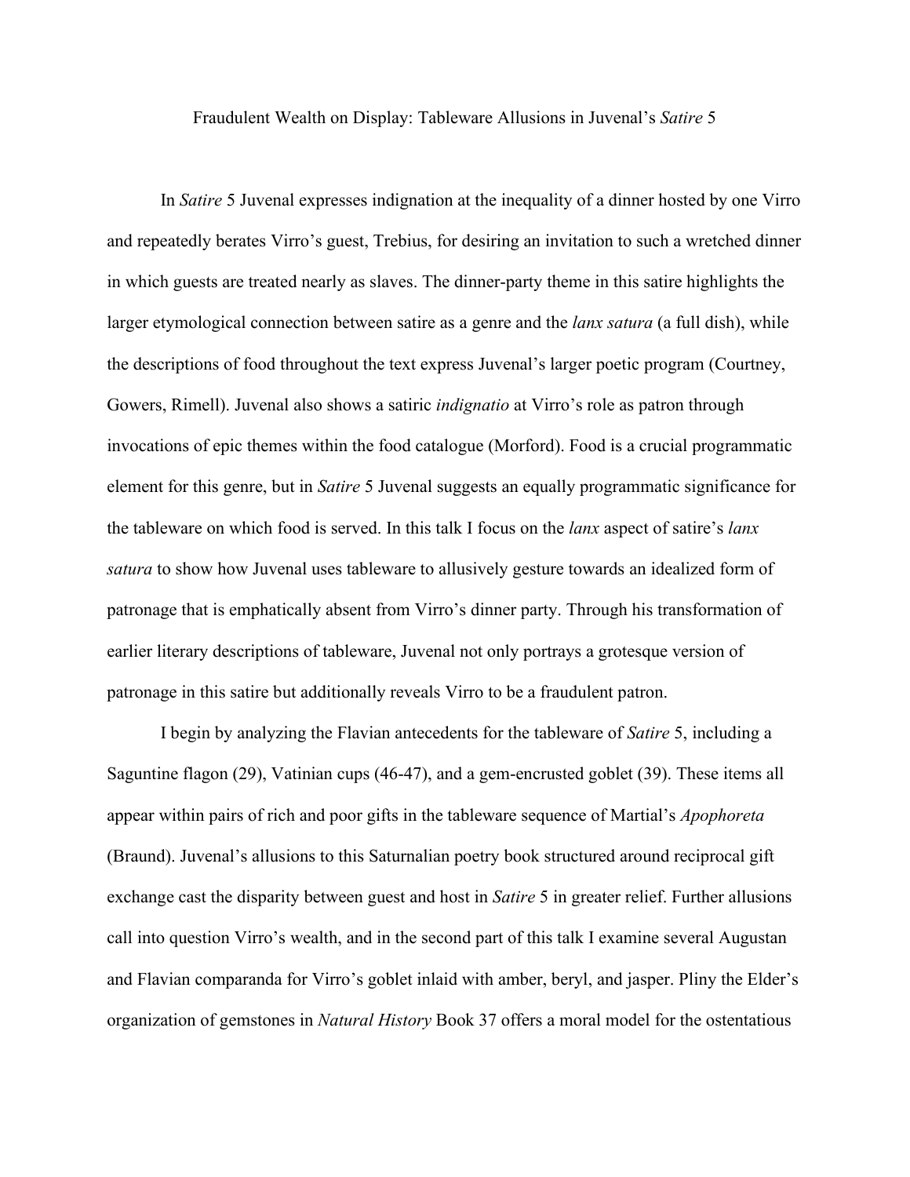# Fraudulent Wealth on Display: Tableware Allusions in Juvenal's *Satire* 5

In *Satire* 5 Juvenal expresses indignation at the inequality of a dinner hosted by one Virro and repeatedly berates Virro's guest, Trebius, for desiring an invitation to such a wretched dinner in which guests are treated nearly as slaves. The dinner-party theme in this satire highlights the larger etymological connection between satire as a genre and the *lanx satura* (a full dish), while the descriptions of food throughout the text express Juvenal's larger poetic program (Courtney, Gowers, Rimell). Juvenal also shows a satiric *indignatio* at Virro's role as patron through invocations of epic themes within the food catalogue (Morford). Food is a crucial programmatic element for this genre, but in *Satire* 5 Juvenal suggests an equally programmatic significance for the tableware on which food is served. In this talk I focus on the *lanx* aspect of satire's *lanx satura* to show how Juvenal uses tableware to allusively gesture towards an idealized form of patronage that is emphatically absent from Virro's dinner party. Through his transformation of earlier literary descriptions of tableware, Juvenal not only portrays a grotesque version of patronage in this satire but additionally reveals Virro to be a fraudulent patron.

I begin by analyzing the Flavian antecedents for the tableware of *Satire* 5, including a Saguntine flagon (29), Vatinian cups (46-47), and a gem-encrusted goblet (39). These items all appear within pairs of rich and poor gifts in the tableware sequence of Martial's *Apophoreta* (Braund). Juvenal's allusions to this Saturnalian poetry book structured around reciprocal gift exchange cast the disparity between guest and host in *Satire* 5 in greater relief. Further allusions call into question Virro's wealth, and in the second part of this talk I examine several Augustan and Flavian comparanda for Virro's goblet inlaid with amber, beryl, and jasper. Pliny the Elder's organization of gemstones in *Natural History* Book 37 offers a moral model for the ostentatious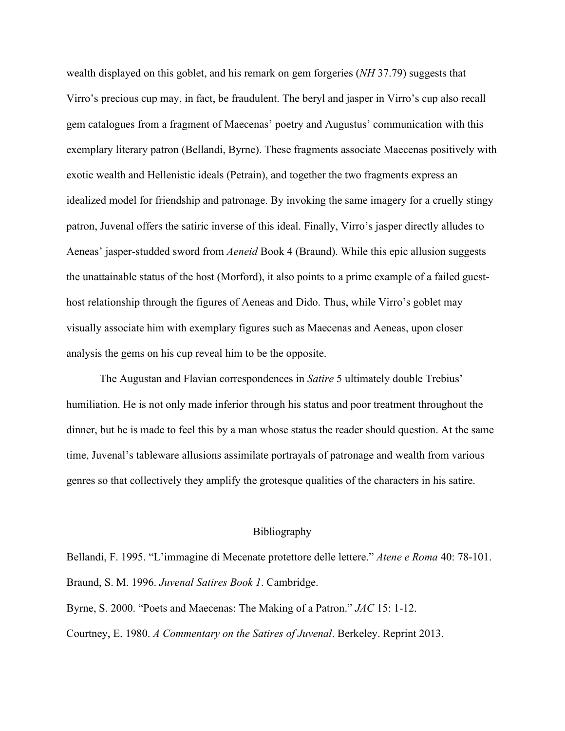wealth displayed on this goblet, and his remark on gem forgeries (*NH* 37.79) suggests that Virro's precious cup may, in fact, be fraudulent. The beryl and jasper in Virro's cup also recall gem catalogues from a fragment of Maecenas' poetry and Augustus' communication with this exemplary literary patron (Bellandi, Byrne). These fragments associate Maecenas positively with exotic wealth and Hellenistic ideals (Petrain), and together the two fragments express an idealized model for friendship and patronage. By invoking the same imagery for a cruelly stingy patron, Juvenal offers the satiric inverse of this ideal. Finally, Virro's jasper directly alludes to Aeneas' jasper-studded sword from *Aeneid* Book 4 (Braund). While this epic allusion suggests the unattainable status of the host (Morford), it also points to a prime example of a failed guest-host relationship through the figures of Aeneas and Dido. Thus, while Virro's goblet may visually associate him with exemplary figures such as Maecenas and Aeneas, upon closer analysis the gems on his cup reveal him to be the opposite.

The Augustan and Flavian correspondences in *Satire* 5 ultimately double Trebius' humiliation. He is not only made inferior through his status and poor treatment throughout the dinner, but he is made to feel this by a man whose status the reader should question. At the same time, Juvenal's tableware allusions assimilate portrayals of patronage and wealth from various genres so that collectively they amplify the grotesque qualities of the characters in his satire.

## Bibliography

Bellandi, F. 1995. "L'immagine di Mecenate protettore delle lettere." *Atene e Roma* 40: 78-101.

Braund, S. M. 1996. *Juvenal Satires Book 1*. Cambridge.

Byrne, S. 2000. "Poets and Maecenas: The Making of a Patron." *JAC* 15: 1-12.

Courtney, E. 1980. *A Commentary on the Satires of Juvenal*. Berkeley. Reprint 2013.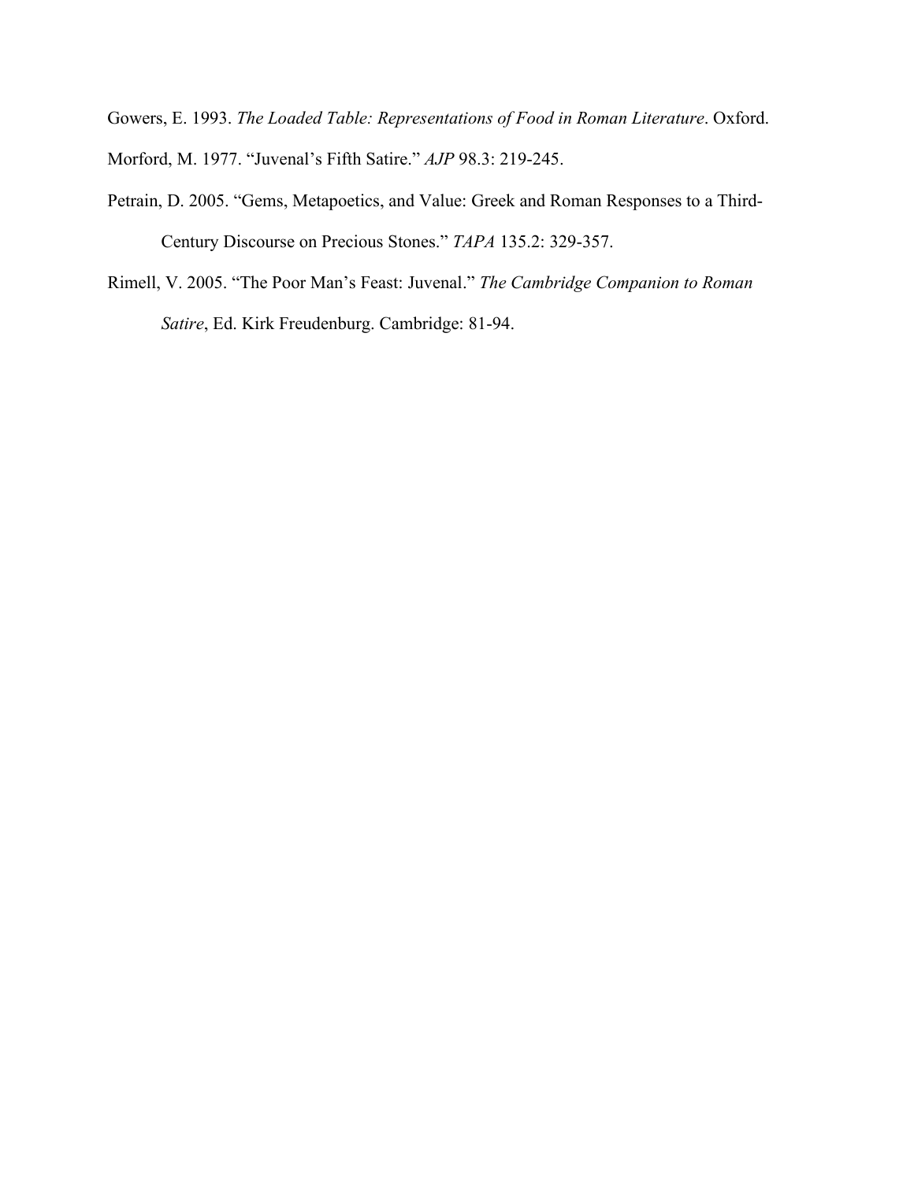Gowers, E. 1993. *The Loaded Table: Representations of Food in Roman Literature*. Oxford.

Morford, M. 1977. "Juvenal's Fifth Satire." *AJP* 98.3: 219-245.

Petrain, D. 2005. "Gems, Metapoetics, and Value: Greek and Roman Responses to a Third-Century Discourse on Precious Stones." *TAPA* 135.2: 329-357.

Rimell, V. 2005. "The Poor Man's Feast: Juvenal." *The Cambridge Companion to Roman Satire*, Ed. Kirk Freudenburg. Cambridge: 81-94.